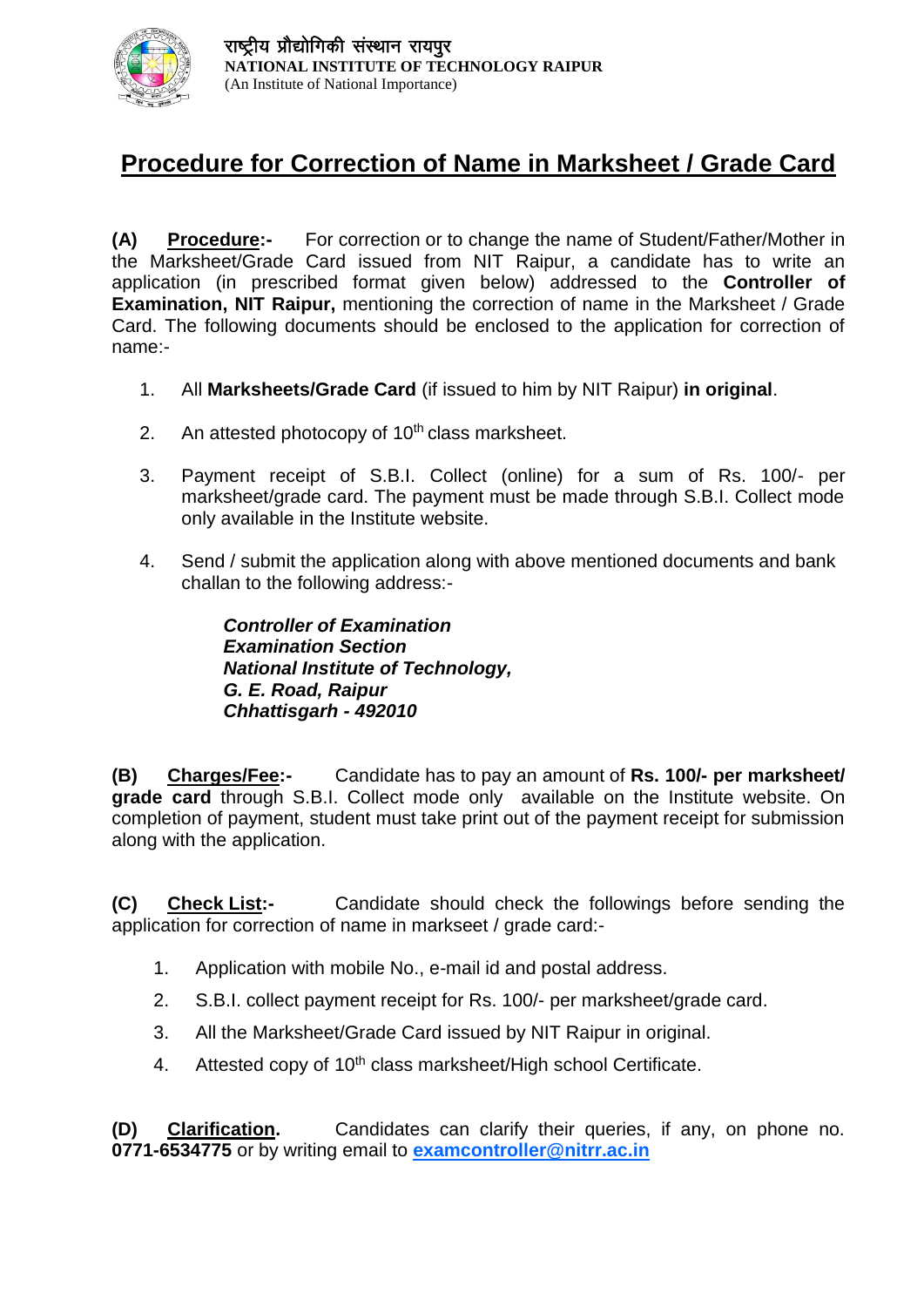राष्ट्रीय प्रौद्योगिकी संस्थान रायपुर
**NATIONAL INSTITUTE OF TECHNOLOGY RAIPUR**
(An Institute of National Importance)

# Procedure for Correction of Name in Marksheet / Grade Card

**(A) Procedure:-** For correction or to change the name of Student/Father/Mother in the Marksheet/Grade Card issued from NIT Raipur, a candidate has to write an application (in prescribed format given below) addressed to the **Controller of Examination, NIT Raipur,** mentioning the correction of name in the Marksheet / Grade Card. The following documents should be enclosed to the application for correction of name:-

1. All **Marksheets/Grade Card** (if issued to him by NIT Raipur) **in original**.
2. An attested photocopy of 10th class marksheet.
3. Payment receipt of S.B.I. Collect (online) for a sum of Rs. 100/- per marksheet/grade card. The payment must be made through S.B.I. Collect mode only available in the Institute website.
4. Send / submit the application along with above mentioned documents and bank challan to the following address:-

   ***Controller of Examination***
   ***Examination Section***
   ***National Institute of Technology,***
   ***G. E. Road, Raipur***
   ***Chhattisgarh - 492010***

**(B) Charges/Fee:-** Candidate has to pay an amount of **Rs. 100/- per marksheet/ grade card** through S.B.I. Collect mode only available on the Institute website. On completion of payment, student must take print out of the payment receipt for submission along with the application.

**(C) Check List:-** Candidate should check the followings before sending the application for correction of name in markseet / grade card:-

1. Application with mobile No., e-mail id and postal address.
2. S.B.I. collect payment receipt for Rs. 100/- per marksheet/grade card.
3. All the Marksheet/Grade Card issued by NIT Raipur in original.
4. Attested copy of 10th class marksheet/High school Certificate.

**(D) Clarification.** Candidates can clarify their queries, if any, on phone no. **0771-6534775** or by writing email to **examcontroller@nitrr.ac.in**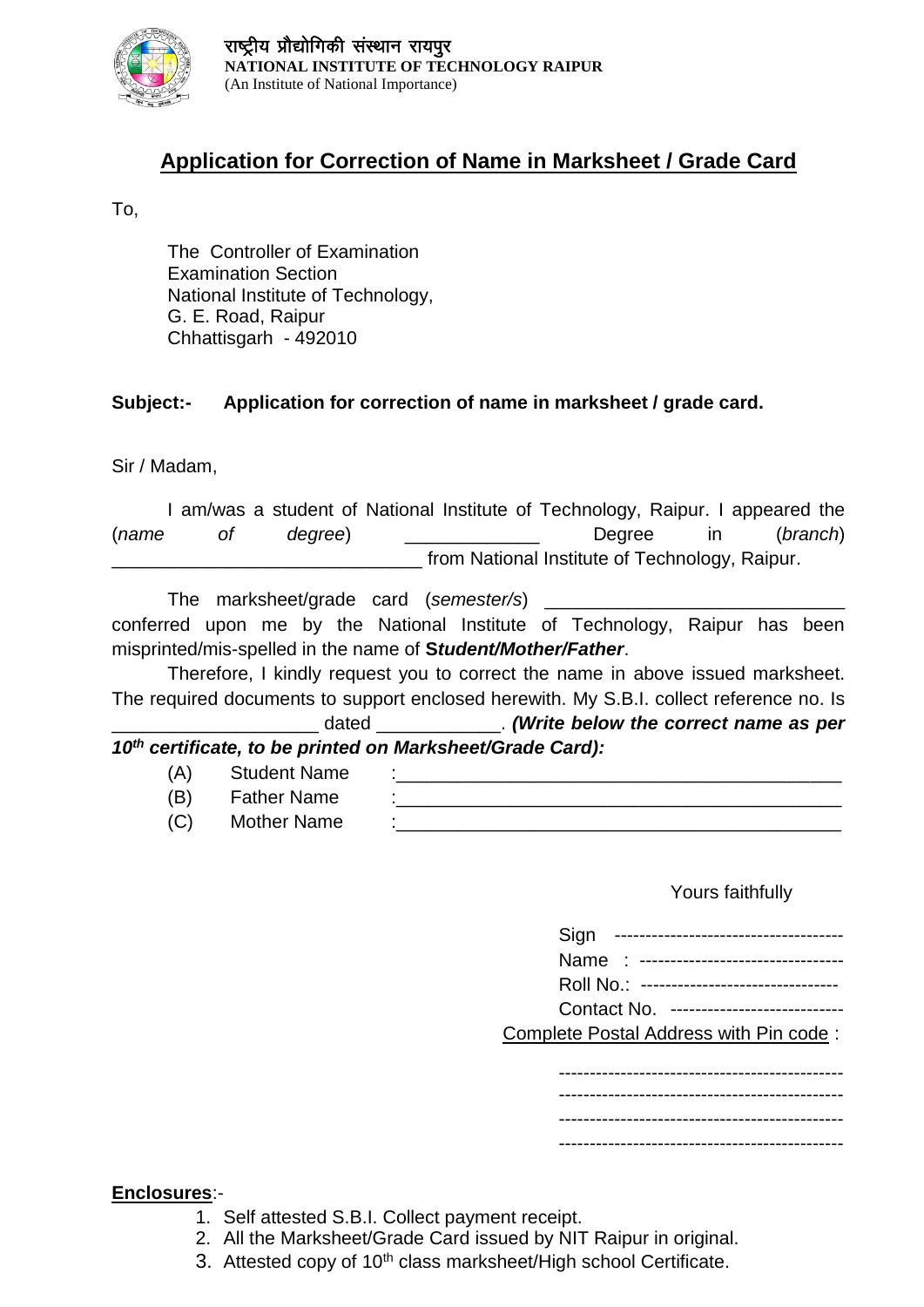राष्ट्रीय प्रौद्योगिकी संस्थान रायपुर
**NATIONAL INSTITUTE OF TECHNOLOGY RAIPUR**
(An Institute of National Importance)

## Application for Correction of Name in Marksheet / Grade Card

To,

The Controller of Examination
Examination Section
National Institute of Technology,
G. E. Road, Raipur
Chhattisgarh - 492010

**Subject:- Application for correction of name in marksheet / grade card.**

Sir / Madam,

I am/was a student of National Institute of Technology, Raipur. I appeared the (*name of degree*) _____________ Degree in (*branch*) ______________________________ from National Institute of Technology, Raipur.

The marksheet/grade card (*semester/s*) ____________________________ conferred upon me by the National Institute of Technology, Raipur has been misprinted/mis-spelled in the name of ***Student/Mother/Father***.

Therefore, I kindly request you to correct the name in above issued marksheet. The required documents to support enclosed herewith. My S.B.I. collect reference no. Is ____________________ dated ____________. ***(Write below the correct name as per 10th certificate, to be printed on Marksheet/Grade Card):***

(A) Student Name :___________________________________________

(B) Father Name :___________________________________________

(C) Mother Name :___________________________________________

Yours faithfully

Sign -------------------------------------

Name : ---------------------------------

Roll No.: --------------------------------

Contact No. ----------------------------

Complete Postal Address with Pin code :

----------------------------------------------

----------------------------------------------

----------------------------------------------

----------------------------------------------

**Enclosures**:-

1. Self attested S.B.I. Collect payment receipt.
2. All the Marksheet/Grade Card issued by NIT Raipur in original.
3. Attested copy of 10th class marksheet/High school Certificate.